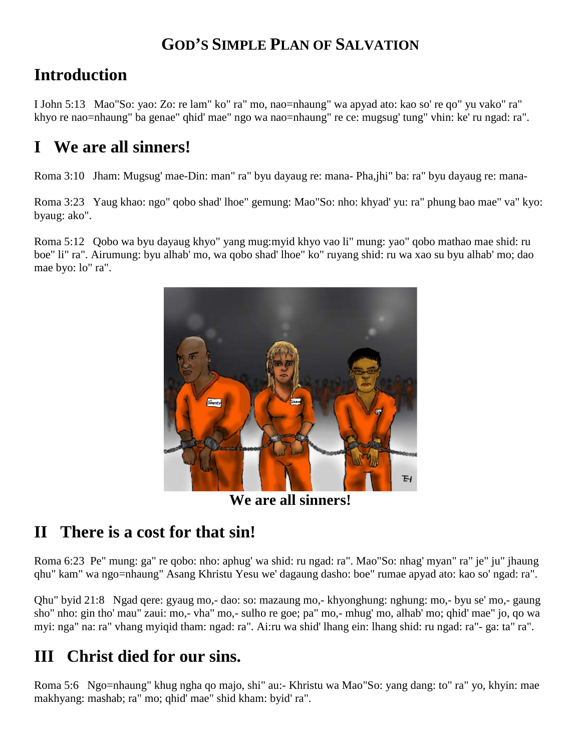# GOD'S SIMPLE PLAN OF SALVATION

## Introduction

I John 5:13 Mao"So: yao: Zo: re lam" ko" ra" mo, nao=nhaung" wa apyad ato: kao so' re qo" yu vako" ra" khyo re nao=nhaung" ba genae" qhid' mae" ngo wa nao=nhaung" re ce: mugsug' tung" vhin: ke' ru ngad: ra".

## I We are all sinners!

Roma 3:10 Jham: Mugsug' mae-Din: man" ra" byu dayaug re: mana- Pha,jhi" ba: ra" byu dayaug re: mana-

Roma 3:23 Yaug khao: ngo" qobo shad' lhoe" gemung: Mao"So: nho: khyad' yu: ra" phung bao mae" va" kyo: byaug: ako".

Roma 5:12 Qobo wa byu dayaug khyo" yang mug:myid khyo vao li" mung: yao" qobo mathao mae shid: ru boe" li" ra". Airumung: byu alhab' mo, wa qobo shad' lhoe" ko" ruyang shid: ru wa xao su byu alhab' mo; dao mae byo: lo" ra".

**We are all sinners!**

## II There is a cost for that sin!

Roma 6:23 Pe" mung: ga" re qobo: nho: aphug' wa shid: ru ngad: ra". Mao"So: nhag' myan" ra" je" ju" jhaung qhu" kam" wa ngo=nhaung" Asang Khristu Yesu we' dagaung dasho: boe" rumae apyad ato: kao so' ngad: ra".

Qhu" byid 21:8 Ngad qere: gyaug mo,- dao: so: mazaung mo,- khyonghung: nghung: mo,- byu se' mo,- gaung sho" nho: gin tho' mau" zaui: mo,- vha" mo,- sulho re goe; pa" mo,- mhug' mo, alhab' mo; qhid' mae" jo, qo wa myi: nga" na: ra" vhang myiqid tham: ngad: ra". Ai:ru wa shid' lhang ein: lhang shid: ru ngad: ra"- ga: ta" ra".

## III Christ died for our sins.

Roma 5:6 Ngo=nhaung" khug ngha qo majo, shi" au:- Khristu wa Mao"So: yang dang: to" ra" yo, khyin: mae makhyang: mashab; ra" mo; qhid' mae" shid kham: byid' ra".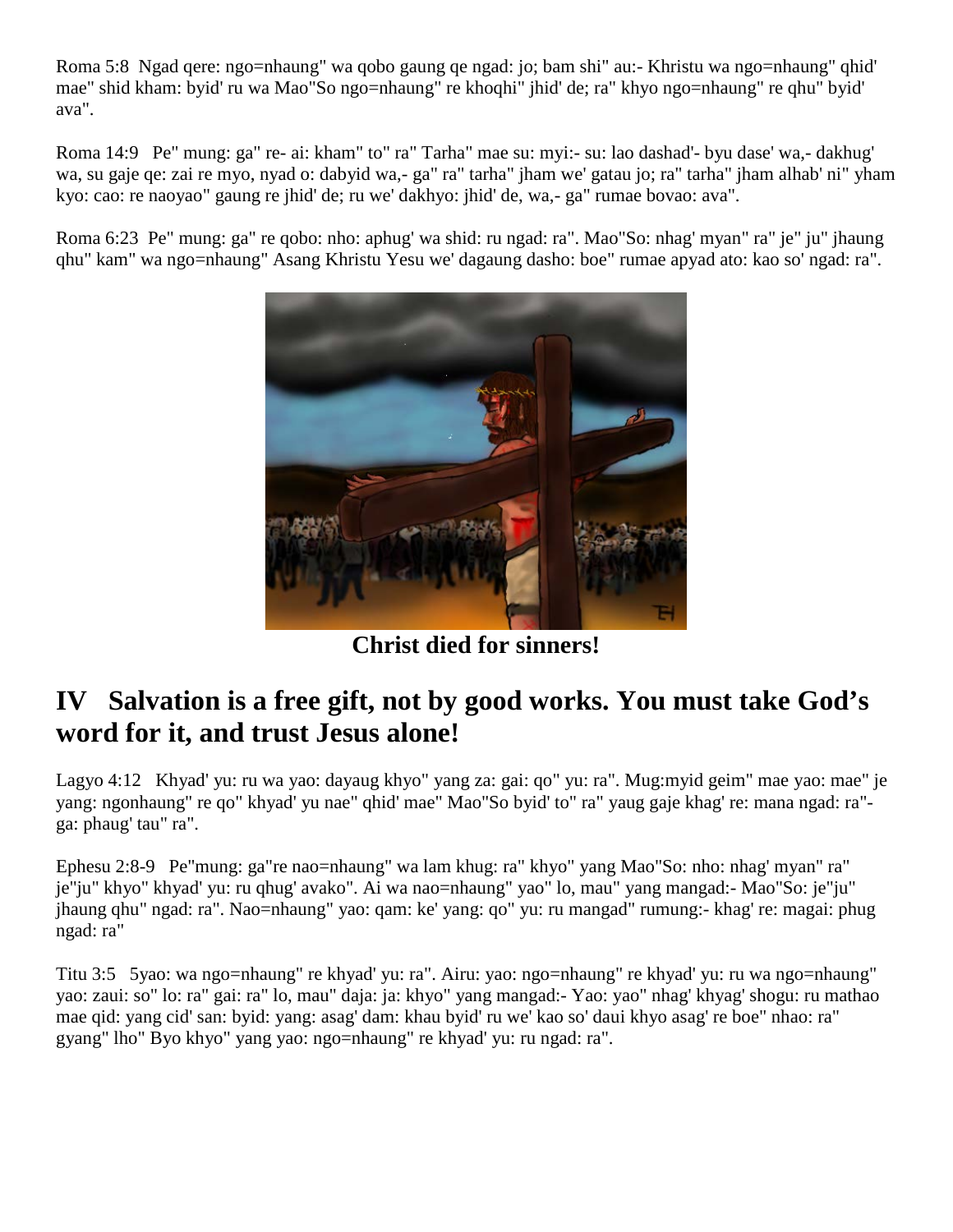Roma 5:8 Ngad qere: ngo=nhaung" wa qobo gaung qe ngad: jo; bam shi" au:- Khristu wa ngo=nhaung" qhid' mae" shid kham: byid' ru wa Mao"So ngo=nhaung" re khoqhi" jhid' de; ra" khyo ngo=nhaung" re qhu" byid' ava".

Roma 14:9 Pe" mung: ga" re- ai: kham" to" ra" Tarha" mae su: myi:- su: lao dashad'- byu dase' wa,- dakhug' wa, su gaje qe: zai re myo, nyad o: dabyid wa,- ga" ra" tarha" jham we' gatau jo; ra" tarha" jham alhab' ni" yham kyo: cao: re naoyao" gaung re jhid' de; ru we' dakhyo: jhid' de, wa,- ga" rumae bovao: ava".

Roma 6:23 Pe" mung: ga" re qobo: nho: aphug' wa shid: ru ngad: ra". Mao"So: nhag' myan" ra" je" ju" jhaung qhu" kam" wa ngo=nhaung" Asang Khristu Yesu we' dagaung dasho: boe" rumae apyad ato: kao so' ngad: ra".

**Christ died for sinners!**

## IV Salvation is a free gift, not by good works. You must take God's word for it, and trust Jesus alone!

Lagyo 4:12 Khyad' yu: ru wa yao: dayaug khyo" yang za: gai: qo" yu: ra". Mug:myid geim" mae yao: mae" je yang: ngonhaung" re qo" khyad' yu nae" qhid' mae" Mao"So byid' to" ra" yaug gaje khag' re: mana ngad: ra"- ga: phaug' tau" ra".

Ephesu 2:8-9 Pe"mung: ga"re nao=nhaung" wa lam khug: ra" khyo" yang Mao"So: nho: nhag' myan" ra" je"ju" khyo" khyad' yu: ru qhug' avako". Ai wa nao=nhaung" yao" lo, mau" yang mangad:- Mao"So: je"ju" jhaung qhu" ngad: ra". Nao=nhaung" yao: qam: ke' yang: qo" yu: ru mangad" rumung:- khag' re: magai: phug ngad: ra"

Titu 3:5 5yao: wa ngo=nhaung" re khyad' yu: ra". Airu: yao: ngo=nhaung" re khyad' yu: ru wa ngo=nhaung" yao: zaui: so" lo: ra" gai: ra" lo, mau" daja: ja: khyo" yang mangad:- Yao: yao" nhag' khyag' shogu: ru mathao mae qid: yang cid' san: byid: yang: asag' dam: khau byid' ru we' kao so' daui khyo asag' re boe" nhao: ra" gyang" lho" Byo khyo" yang yao: ngo=nhaung" re khyad' yu: ru ngad: ra".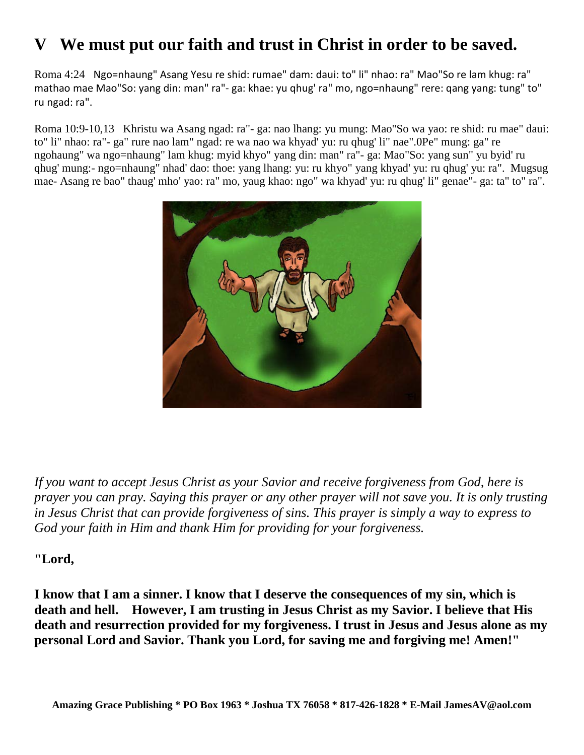# V We must put our faith and trust in Christ in order to be saved.

Roma 4:24 Ngo=nhaung" Asang Yesu re shid: rumae" dam: daui: to" li" nhao: ra" Mao"So re lam khug: ra" mathao mae Mao"So: yang din: man" ra"- ga: khae: yu qhug' ra" mo, ngo=nhaung" rere: qang yang: tung" to" ru ngad: ra".

Roma 10:9-10,13 Khristu wa Asang ngad: ra"- ga: nao lhang: yu mung: Mao"So wa yao: re shid: ru mae" daui: to" li" nhao: ra"- ga" rure nao lam" ngad: re wa nao wa khyad' yu: ru qhug' li" nae".0Pe" mung: ga" re ngohaung" wa ngo=nhaung" lam khug: myid khyo" yang din: man" ra"- ga: Mao"So: yang sun" yu byid' ru qhug' mung:- ngo=nhaung" nhad' dao: thoe: yang lhang: yu: ru khyo" yang khyad' yu: ru qhug' yu: ra". Mugsug mae- Asang re bao" thaug' mho' yao: ra" mo, yaug khao: ngo" wa khyad' yu: ru qhug' li" genae"- ga: ta" to" ra".

*If you want to accept Jesus Christ as your Savior and receive forgiveness from God, here is prayer you can pray. Saying this prayer or any other prayer will not save you. It is only trusting in Jesus Christ that can provide forgiveness of sins. This prayer is simply a way to express to God your faith in Him and thank Him for providing for your forgiveness.*

**"Lord,**

**I know that I am a sinner. I know that I deserve the consequences of my sin, which is death and hell. However, I am trusting in Jesus Christ as my Savior. I believe that His death and resurrection provided for my forgiveness. I trust in Jesus and Jesus alone as my personal Lord and Savior. Thank you Lord, for saving me and forgiving me! Amen!"**

**Amazing Grace Publishing * PO Box 1963 * Joshua TX 76058 * 817-426-1828 * E-Mail JamesAV@aol.com**